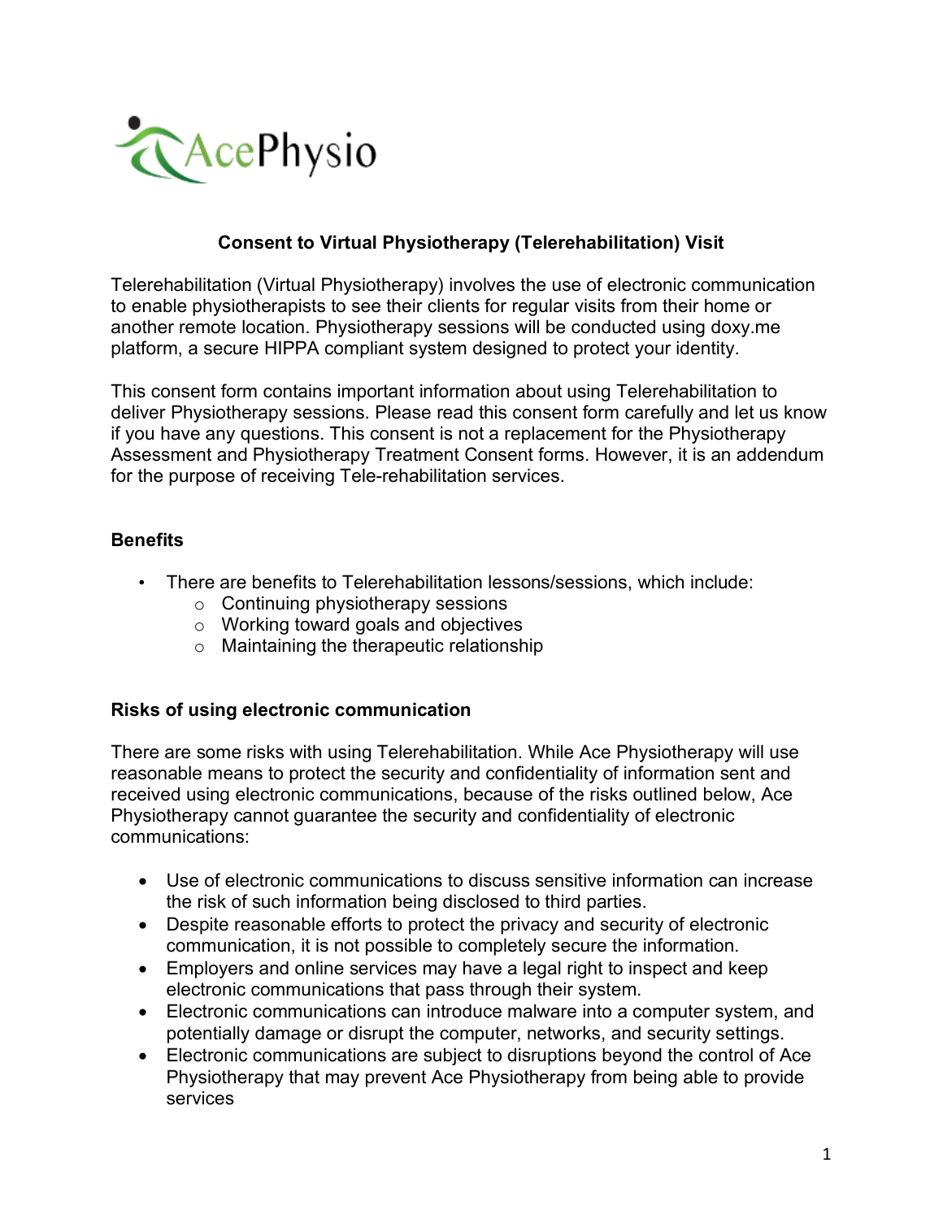AcePhysio

## Consent to Virtual Physiotherapy (Telerehabilitation) Visit

Telerehabilitation (Virtual Physiotherapy) involves the use of electronic communication to enable physiotherapists to see their clients for regular visits from their home or another remote location. Physiotherapy sessions will be conducted using doxy.me platform, a secure HIPPA compliant system designed to protect your identity.

This consent form contains important information about using Telerehabilitation to deliver Physiotherapy sessions. Please read this consent form carefully and let us know if you have any questions. This consent is not a replacement for the Physiotherapy Assessment and Physiotherapy Treatment Consent forms. However, it is an addendum for the purpose of receiving Tele-rehabilitation services.

### Benefits

- There are benefits to Telerehabilitation lessons/sessions, which include:
  - Continuing physiotherapy sessions
  - Working toward goals and objectives
  - Maintaining the therapeutic relationship

### Risks of using electronic communication

There are some risks with using Telerehabilitation. While Ace Physiotherapy will use reasonable means to protect the security and confidentiality of information sent and received using electronic communications, because of the risks outlined below, Ace Physiotherapy cannot guarantee the security and confidentiality of electronic communications:

- Use of electronic communications to discuss sensitive information can increase the risk of such information being disclosed to third parties.
- Despite reasonable efforts to protect the privacy and security of electronic communication, it is not possible to completely secure the information.
- Employers and online services may have a legal right to inspect and keep electronic communications that pass through their system.
- Electronic communications can introduce malware into a computer system, and potentially damage or disrupt the computer, networks, and security settings.
- Electronic communications are subject to disruptions beyond the control of Ace Physiotherapy that may prevent Ace Physiotherapy from being able to provide services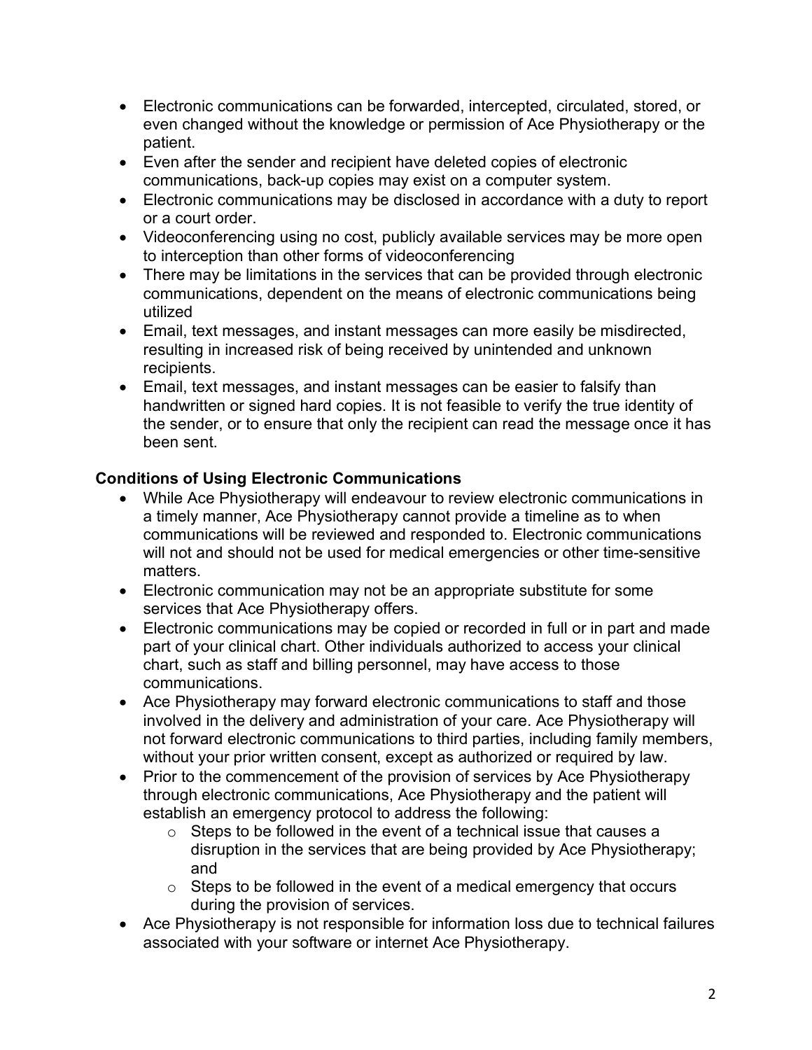- Electronic communications can be forwarded, intercepted, circulated, stored, or even changed without the knowledge or permission of Ace Physiotherapy or the patient.
- Even after the sender and recipient have deleted copies of electronic communications, back-up copies may exist on a computer system.
- Electronic communications may be disclosed in accordance with a duty to report or a court order.
- Videoconferencing using no cost, publicly available services may be more open to interception than other forms of videoconferencing
- There may be limitations in the services that can be provided through electronic communications, dependent on the means of electronic communications being utilized
- Email, text messages, and instant messages can more easily be misdirected, resulting in increased risk of being received by unintended and unknown recipients.
- Email, text messages, and instant messages can be easier to falsify than handwritten or signed hard copies. It is not feasible to verify the true identity of the sender, or to ensure that only the recipient can read the message once it has been sent.

**Conditions of Using Electronic Communications**

- While Ace Physiotherapy will endeavour to review electronic communications in a timely manner, Ace Physiotherapy cannot provide a timeline as to when communications will be reviewed and responded to. Electronic communications will not and should not be used for medical emergencies or other time-sensitive matters.
- Electronic communication may not be an appropriate substitute for some services that Ace Physiotherapy offers.
- Electronic communications may be copied or recorded in full or in part and made part of your clinical chart. Other individuals authorized to access your clinical chart, such as staff and billing personnel, may have access to those communications.
- Ace Physiotherapy may forward electronic communications to staff and those involved in the delivery and administration of your care. Ace Physiotherapy will not forward electronic communications to third parties, including family members, without your prior written consent, except as authorized or required by law.
- Prior to the commencement of the provision of services by Ace Physiotherapy through electronic communications, Ace Physiotherapy and the patient will establish an emergency protocol to address the following:
  - Steps to be followed in the event of a technical issue that causes a disruption in the services that are being provided by Ace Physiotherapy; and
  - Steps to be followed in the event of a medical emergency that occurs during the provision of services.
- Ace Physiotherapy is not responsible for information loss due to technical failures associated with your software or internet Ace Physiotherapy.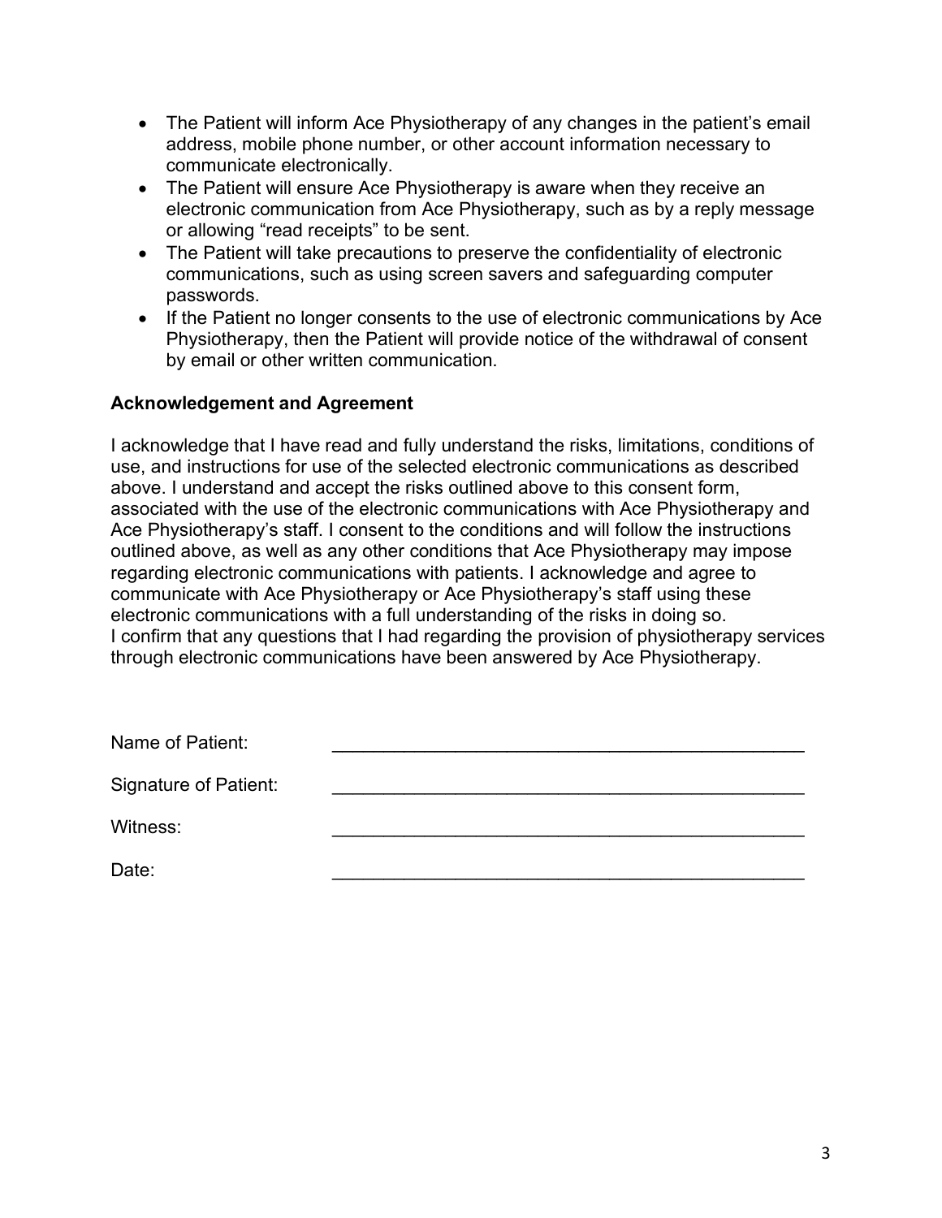- The Patient will inform Ace Physiotherapy of any changes in the patient's email address, mobile phone number, or other account information necessary to communicate electronically.
- The Patient will ensure Ace Physiotherapy is aware when they receive an electronic communication from Ace Physiotherapy, such as by a reply message or allowing "read receipts" to be sent.
- The Patient will take precautions to preserve the confidentiality of electronic communications, such as using screen savers and safeguarding computer passwords.
- If the Patient no longer consents to the use of electronic communications by Ace Physiotherapy, then the Patient will provide notice of the withdrawal of consent by email or other written communication.

**Acknowledgement and Agreement**

I acknowledge that I have read and fully understand the risks, limitations, conditions of use, and instructions for use of the selected electronic communications as described above. I understand and accept the risks outlined above to this consent form, associated with the use of the electronic communications with Ace Physiotherapy and Ace Physiotherapy's staff. I consent to the conditions and will follow the instructions outlined above, as well as any other conditions that Ace Physiotherapy may impose regarding electronic communications with patients. I acknowledge and agree to communicate with Ace Physiotherapy or Ace Physiotherapy's staff using these electronic communications with a full understanding of the risks in doing so.
I confirm that any questions that I had regarding the provision of physiotherapy services through electronic communications have been answered by Ace Physiotherapy.

Name of Patient: ______________________________________________

Signature of Patient: ______________________________________________

Witness: ______________________________________________

Date: ______________________________________________